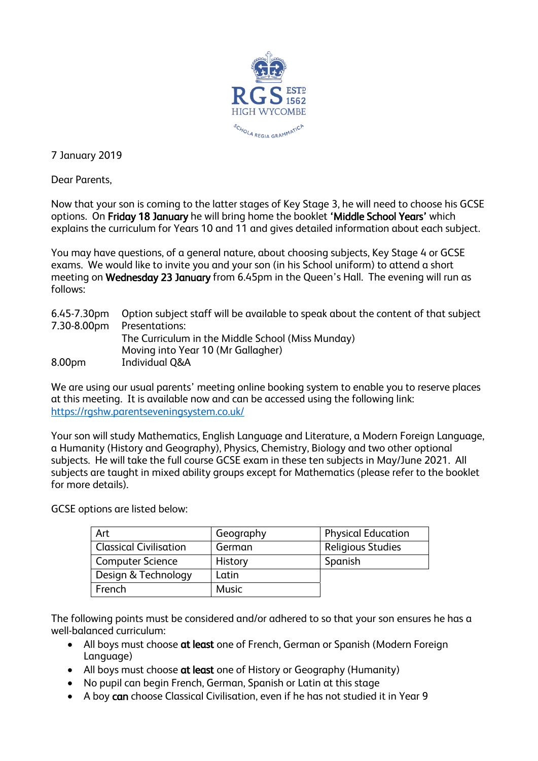RGS ESTD 1562
HIGH WYCOMBE
SCHOLA REGIA GRAMMATICA

7 January 2019

Dear Parents,

Now that your son is coming to the latter stages of Key Stage 3, he will need to choose his GCSE options. On **Friday 18 January** he will bring home the booklet **'Middle School Years'** which explains the curriculum for Years 10 and 11 and gives detailed information about each subject.

You may have questions, of a general nature, about choosing subjects, Key Stage 4 or GCSE exams. We would like to invite you and your son (in his School uniform) to attend a short meeting on **Wednesday 23 January** from 6.45pm in the Queen's Hall. The evening will run as follows:

| | |
|---|---|
| 6.45-7.30pm | Option subject staff will be available to speak about the content of that subject |
| 7.30-8.00pm | Presentations: |
| | The Curriculum in the Middle School (Miss Munday) |
| | Moving into Year 10 (Mr Gallagher) |
| 8.00pm | Individual Q&A |

We are using our usual parents' meeting online booking system to enable you to reserve places at this meeting. It is available now and can be accessed using the following link: https://rgshw.parentseveningsystem.co.uk/

Your son will study Mathematics, English Language and Literature, a Modern Foreign Language, a Humanity (History and Geography), Physics, Chemistry, Biology and two other optional subjects. He will take the full course GCSE exam in these ten subjects in May/June 2021. All subjects are taught in mixed ability groups except for Mathematics (please refer to the booklet for more details).

GCSE options are listed below:

| | | |
|---|---|---|
| Art | Geography | Physical Education |
| Classical Civilisation | German | Religious Studies |
| Computer Science | History | Spanish |
| Design & Technology | Latin | |
| French | Music | |

The following points must be considered and/or adhered to so that your son ensures he has a well-balanced curriculum:

- All boys must choose **at least** one of French, German or Spanish (Modern Foreign Language)
- All boys must choose **at least** one of History or Geography (Humanity)
- No pupil can begin French, German, Spanish or Latin at this stage
- A boy **can** choose Classical Civilisation, even if he has not studied it in Year 9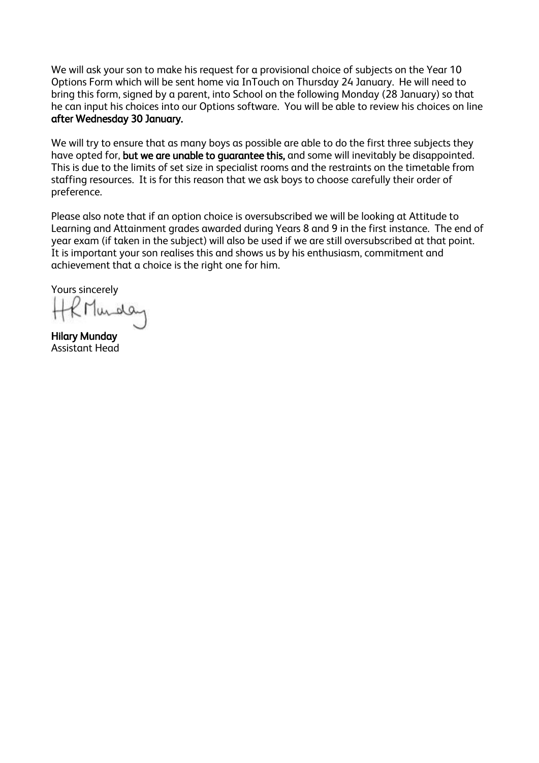We will ask your son to make his request for a provisional choice of subjects on the Year 10 Options Form which will be sent home via InTouch on Thursday 24 January. He will need to bring this form, signed by a parent, into School on the following Monday (28 January) so that he can input his choices into our Options software. You will be able to review his choices on line **after Wednesday 30 January.**

We will try to ensure that as many boys as possible are able to do the first three subjects they have opted for, **but we are unable to guarantee this,** and some will inevitably be disappointed. This is due to the limits of set size in specialist rooms and the restraints on the timetable from staffing resources. It is for this reason that we ask boys to choose carefully their order of preference.

Please also note that if an option choice is oversubscribed we will be looking at Attitude to Learning and Attainment grades awarded during Years 8 and 9 in the first instance. The end of year exam (if taken in the subject) will also be used if we are still oversubscribed at that point. It is important your son realises this and shows us by his enthusiasm, commitment and achievement that a choice is the right one for him.

Yours sincerely

HR Munday

**Hilary Munday**
Assistant Head